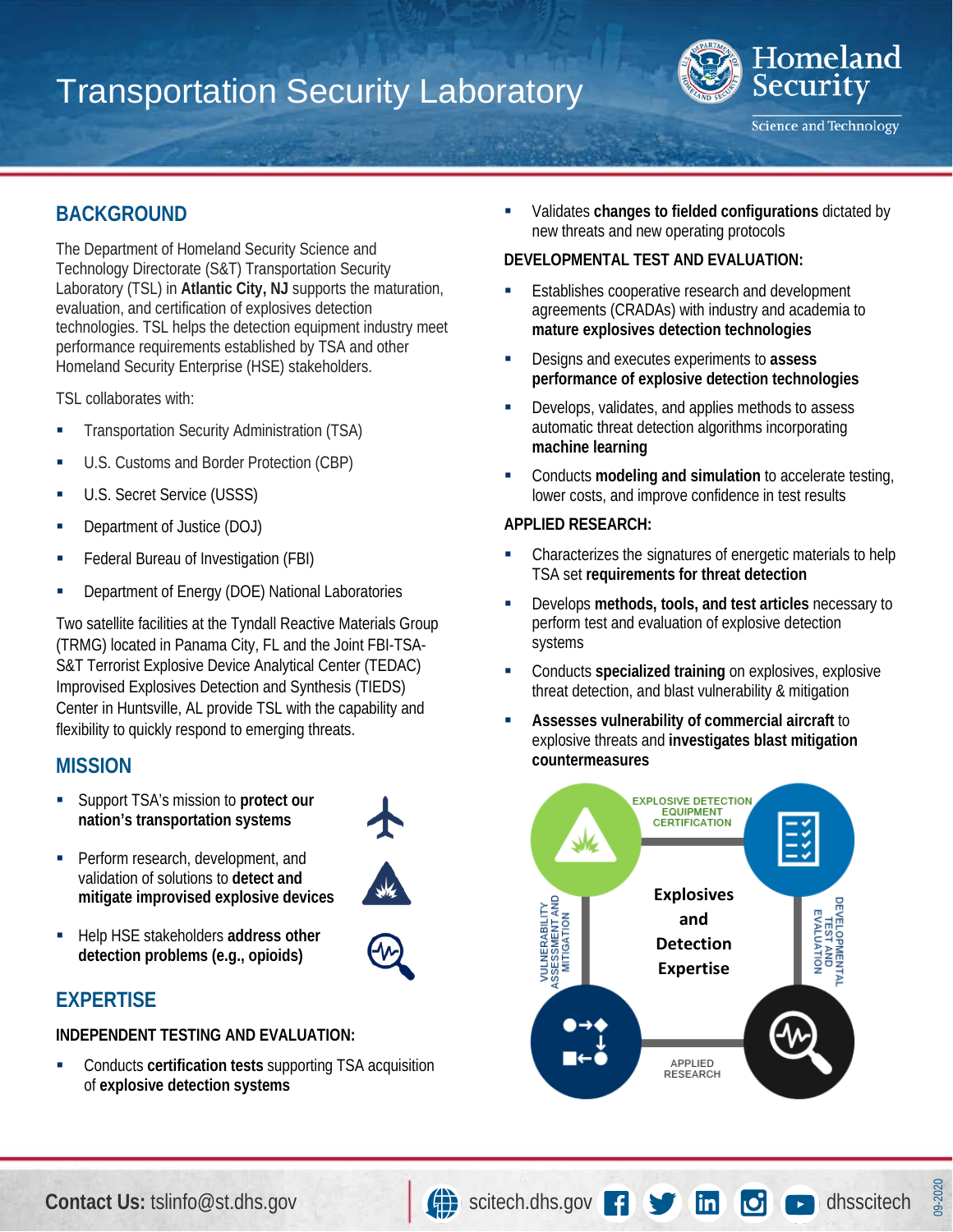# Transportation Security Laboratory

Homeland Security
Science and Technology

## BACKGROUND

The Department of Homeland Security Science and Technology Directorate (S&T) Transportation Security Laboratory (TSL) in **Atlantic City, NJ** supports the maturation, evaluation, and certification of explosives detection technologies. TSL helps the detection equipment industry meet performance requirements established by TSA and other Homeland Security Enterprise (HSE) stakeholders.

TSL collaborates with:

- Transportation Security Administration (TSA)
- U.S. Customs and Border Protection (CBP)
- U.S. Secret Service (USSS)
- Department of Justice (DOJ)
- Federal Bureau of Investigation (FBI)
- Department of Energy (DOE) National Laboratories

Two satellite facilities at the Tyndall Reactive Materials Group (TRMG) located in Panama City, FL and the Joint FBI-TSA-S&T Terrorist Explosive Device Analytical Center (TEDAC) Improvised Explosives Detection and Synthesis (TIEDS) Center in Huntsville, AL provide TSL with the capability and flexibility to quickly respond to emerging threats.

## MISSION

- Support TSA's mission to **protect our nation's transportation systems**
- Perform research, development, and validation of solutions to **detect and mitigate improvised explosive devices**
- Help HSE stakeholders **address other detection problems (e.g., opioids)**

## EXPERTISE

### INDEPENDENT TESTING AND EVALUATION:

- Conducts **certification tests** supporting TSA acquisition of **explosive detection systems**
- Validates **changes to fielded configurations** dictated by new threats and new operating protocols

### DEVELOPMENTAL TEST AND EVALUATION:

- Establishes cooperative research and development agreements (CRADAs) with industry and academia to **mature explosives detection technologies**
- Designs and executes experiments to **assess performance of explosive detection technologies**
- Develops, validates, and applies methods to assess automatic threat detection algorithms incorporating **machine learning**
- Conducts **modeling and simulation** to accelerate testing, lower costs, and improve confidence in test results

### APPLIED RESEARCH:

- Characterizes the signatures of energetic materials to help TSA set **requirements for threat detection**
- Develops **methods, tools, and test articles** necessary to perform test and evaluation of explosive detection systems
- Conducts **specialized training** on explosives, explosive threat detection, and blast vulnerability & mitigation
- **Assesses vulnerability of commercial aircraft** to explosive threats and **investigates blast mitigation countermeasures**

Explosives and Detection Expertise: Explosive Detection Equipment Certification; Developmental Test and Evaluation; Applied Research; Vulnerability Assessment and Mitigation

**Contact Us:** tslinfo@st.dhs.gov | scitech.dhs.gov | dhsscitech

09-2020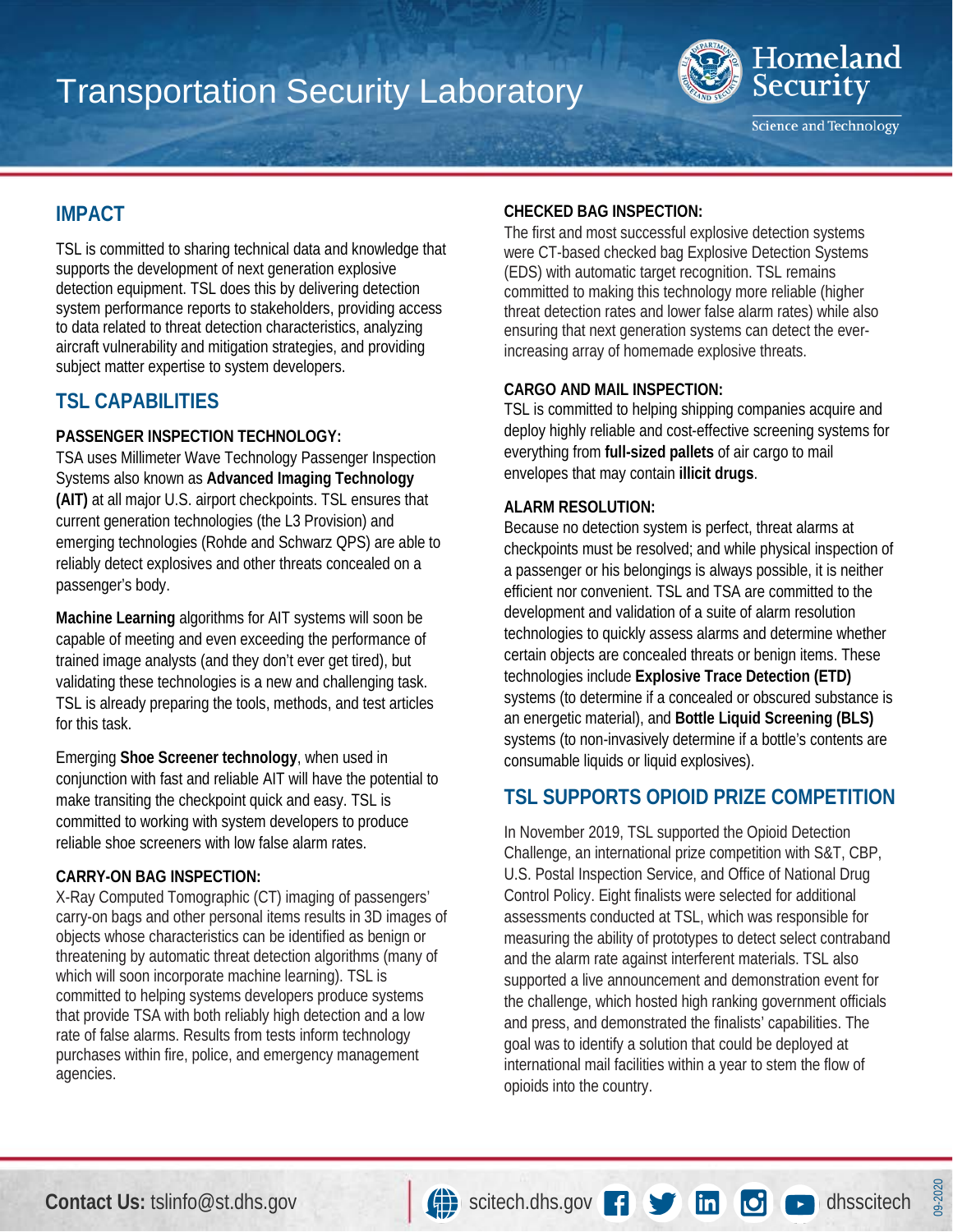# Transportation Security Laboratory

Homeland Security

Science and Technology

## IMPACT

TSL is committed to sharing technical data and knowledge that supports the development of next generation explosive detection equipment. TSL does this by delivering detection system performance reports to stakeholders, providing access to data related to threat detection characteristics, analyzing aircraft vulnerability and mitigation strategies, and providing subject matter expertise to system developers.

## TSL CAPABILITIES

### PASSENGER INSPECTION TECHNOLOGY:

TSA uses Millimeter Wave Technology Passenger Inspection Systems also known as **Advanced Imaging Technology (AIT)** at all major U.S. airport checkpoints. TSL ensures that current generation technologies (the L3 Provision) and emerging technologies (Rohde and Schwarz QPS) are able to reliably detect explosives and other threats concealed on a passenger's body.

**Machine Learning** algorithms for AIT systems will soon be capable of meeting and even exceeding the performance of trained image analysts (and they don't ever get tired), but validating these technologies is a new and challenging task. TSL is already preparing the tools, methods, and test articles for this task.

Emerging **Shoe Screener technology**, when used in conjunction with fast and reliable AIT will have the potential to make transiting the checkpoint quick and easy. TSL is committed to working with system developers to produce reliable shoe screeners with low false alarm rates.

### CARRY-ON BAG INSPECTION:

X-Ray Computed Tomographic (CT) imaging of passengers' carry-on bags and other personal items results in 3D images of objects whose characteristics can be identified as benign or threatening by automatic threat detection algorithms (many of which will soon incorporate machine learning). TSL is committed to helping systems developers produce systems that provide TSA with both reliably high detection and a low rate of false alarms. Results from tests inform technology purchases within fire, police, and emergency management agencies.

### CHECKED BAG INSPECTION:

The first and most successful explosive detection systems were CT-based checked bag Explosive Detection Systems (EDS) with automatic target recognition. TSL remains committed to making this technology more reliable (higher threat detection rates and lower false alarm rates) while also ensuring that next generation systems can detect the ever-increasing array of homemade explosive threats.

### CARGO AND MAIL INSPECTION:

TSL is committed to helping shipping companies acquire and deploy highly reliable and cost-effective screening systems for everything from **full-sized pallets** of air cargo to mail envelopes that may contain **illicit drugs**.

### ALARM RESOLUTION:

Because no detection system is perfect, threat alarms at checkpoints must be resolved; and while physical inspection of a passenger or his belongings is always possible, it is neither efficient nor convenient. TSL and TSA are committed to the development and validation of a suite of alarm resolution technologies to quickly assess alarms and determine whether certain objects are concealed threats or benign items. These technologies include **Explosive Trace Detection (ETD)** systems (to determine if a concealed or obscured substance is an energetic material), and **Bottle Liquid Screening (BLS)** systems (to non-invasively determine if a bottle's contents are consumable liquids or liquid explosives).

## TSL SUPPORTS OPIOID PRIZE COMPETITION

In November 2019, TSL supported the Opioid Detection Challenge, an international prize competition with S&T, CBP, U.S. Postal Inspection Service, and Office of National Drug Control Policy. Eight finalists were selected for additional assessments conducted at TSL, which was responsible for measuring the ability of prototypes to detect select contraband and the alarm rate against interferent materials. TSL also supported a live announcement and demonstration event for the challenge, which hosted high ranking government officials and press, and demonstrated the finalists' capabilities. The goal was to identify a solution that could be deployed at international mail facilities within a year to stem the flow of opioids into the country.

**Contact Us:** tslinfo@st.dhs.gov | scitech.dhs.gov | dhsscitech

09-2020